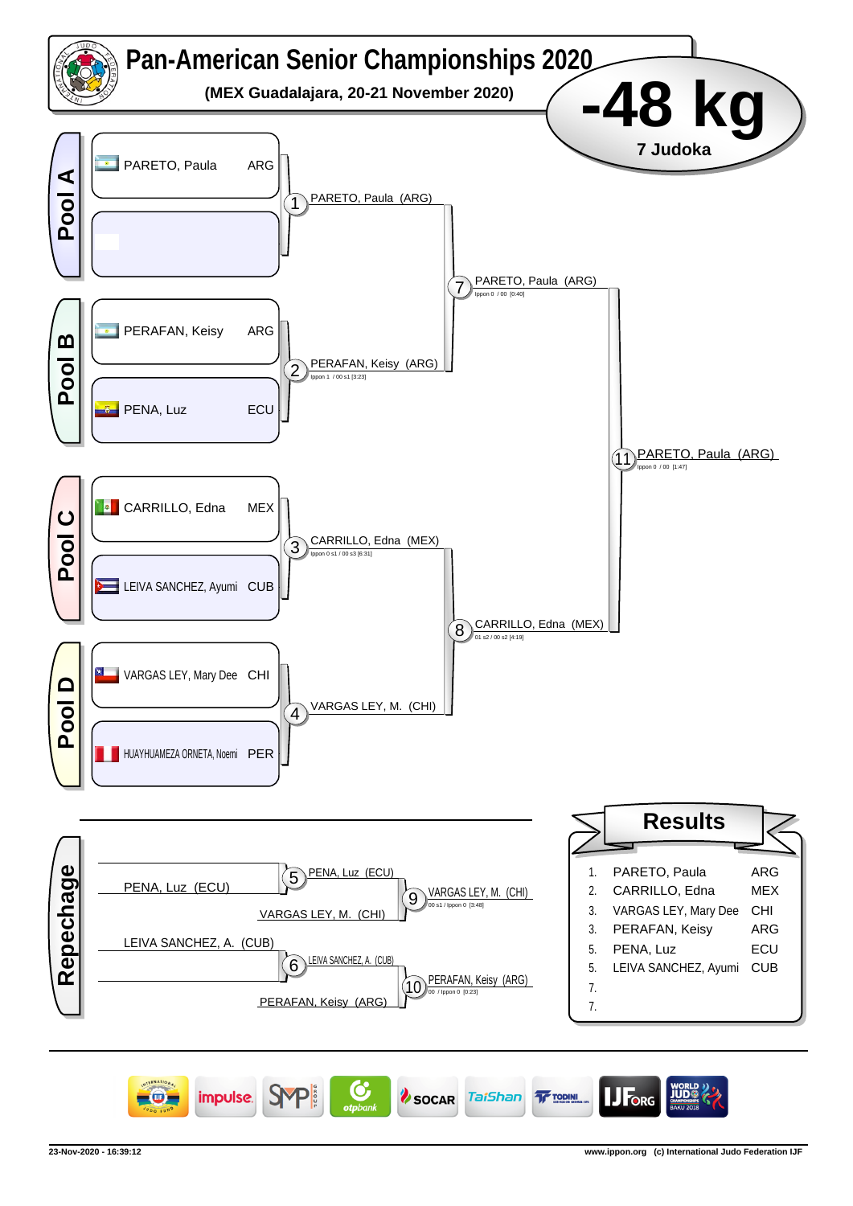# Pan-American Senior Championships 2020

**(MEX Guadalajara, 20-21 November 2020)**

# -48 kg

**7 Judoka**

## Pool A

- PARETO, Paula — ARG
- (empty)

1. PARETO, Paula (ARG)

## Pool B

- PERAFAN, Keisy — ARG
- PENA, Luz — ECU

2. PERAFAN, Keisy (ARG) — Ippon 1 / 00 s1 [3:23]

7. PARETO, Paula (ARG) — Ippon 0 / 00 [0:40]

## Pool C

- CARRILLO, Edna — MEX
- LEIVA SANCHEZ, Ayumi — CUB

3. CARRILLO, Edna (MEX) — Ippon 0 s1 / 00 s3 [6:31]

## Pool D

- VARGAS LEY, Mary Dee — CHI
- HUAYHUAMEZA ORNETA, Noemi — PER

4. VARGAS LEY, M. (CHI)

8. CARRILLO, Edna (MEX) — 01 s2 / 00 s2 [4:19]

11. PARETO, Paula (ARG) — Ippon 0 / 00 [1:47]

## Repechage

- PENA, Luz (ECU)
- VARGAS LEY, M. (CHI)

5. PENA, Luz (ECU)

9. VARGAS LEY, M. (CHI) — 00 s1 / Ippon 0 [3:48]

- LEIVA SANCHEZ, A. (CUB)
- PERAFAN, Keisy (ARG)

6. LEIVA SANCHEZ, A. (CUB)

10. PERAFAN, Keisy (ARG) — 00 / Ippon 0 [0:23]

## Results

| Place | Name | Country |
|---|---|---|
| 1. | PARETO, Paula | ARG |
| 2. | CARRILLO, Edna | MEX |
| 3. | VARGAS LEY, Mary Dee | CHI |
| 3. | PERAFAN, Keisy | ARG |
| 5. | PENA, Luz | ECU |
| 5. | LEIVA SANCHEZ, Ayumi | CUB |
| 7. | | |
| 7. | | |

23-Nov-2020 - 16:39:12 — www.ippon.org (c) International Judo Federation IJF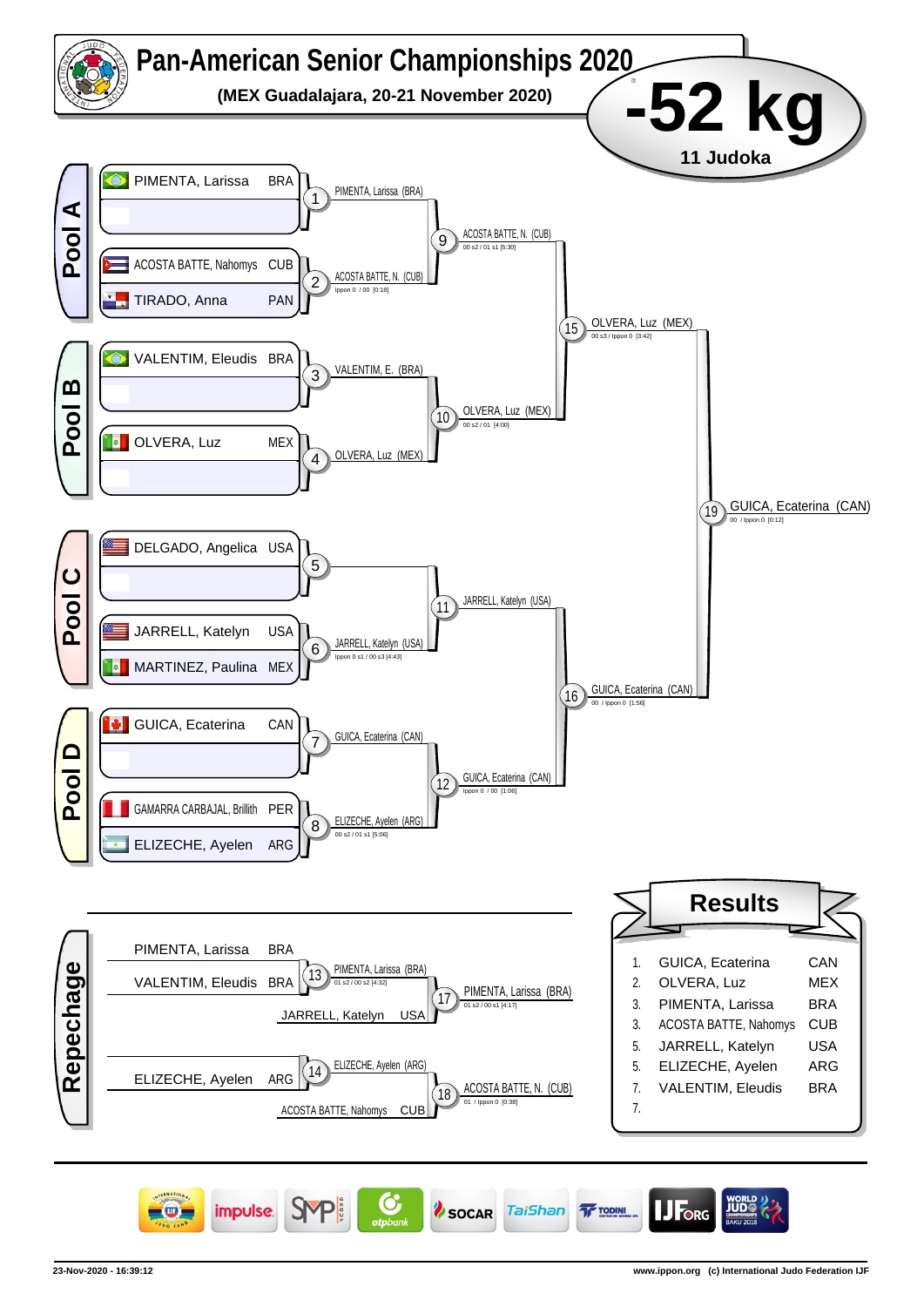# Pan-American Senior Championships 2020

**(MEX Guadalajara, 20-21 November 2020)**

## -52 kg

**11 Judoka**

## Pool A

| Athlete | Country |
|---|---|
| PIMENTA, Larissa | BRA |
| | |
| ACOSTA BATTE, Nahomys | CUB |
| TIRADO, Anna | PAN |

- 1: PIMENTA, Larissa (BRA)
- 2: ACOSTA BATTE, N. (CUB) — Ippon 0 / 00 [0:18]
- 9: ACOSTA BATTE, N. (CUB) — 00 s2 / 01 s1 [5:30]

## Pool B

| Athlete | Country |
|---|---|
| VALENTIM, Eleudis | BRA |
| | |
| OLVERA, Luz | MEX |
| | |

- 3: VALENTIM, E. (BRA)
- 4: OLVERA, Luz (MEX)
- 10: OLVERA, Luz (MEX) — 00 s2 / 01 [4:00]

**15: OLVERA, Luz (MEX)** — 00 s3 / Ippon 0 [3:42]

## Pool C

| Athlete | Country |
|---|---|
| DELGADO, Angelica | USA |
| | |
| JARRELL, Katelyn | USA |
| MARTINEZ, Paulina | MEX |

- 5: (no winner listed)
- 6: JARRELL, Katelyn (USA) — Ippon 0 s1 / 00 s3 [4:43]
- 11: JARRELL, Katelyn (USA)

## Pool D

| Athlete | Country |
|---|---|
| GUICA, Ecaterina | CAN |
| | |
| GAMARRA CARBAJAL, Brillith | PER |
| ELIZECHE, Ayelen | ARG |

- 7: GUICA, Ecaterina (CAN)
- 8: ELIZECHE, Ayelen (ARG) — 00 s2 / 01 s1 [5:06]
- 12: GUICA, Ecaterina (CAN) — Ippon 0 / 00 [1:06]

**16: GUICA, Ecaterina (CAN)** — 00 / Ippon 0 [1:56]

**19 (Final): GUICA, Ecaterina (CAN)** — 00 / Ippon 0 [0:12]

## Repechage

- 13: PIMENTA, Larissa (BRA) vs VALENTIM, Eleudis (BRA) → PIMENTA, Larissa (BRA) — 01 s2 / 00 s2 [4:32]
- 17: PIMENTA, Larissa (BRA) vs JARRELL, Katelyn (USA) → PIMENTA, Larissa (BRA) — 01 s2 / 00 s1 [4:17]
- 14: ELIZECHE, Ayelen (ARG) → ELIZECHE, Ayelen (ARG)
- 18: ELIZECHE, Ayelen (ARG) vs ACOSTA BATTE, Nahomys (CUB) → ACOSTA BATTE, N. (CUB) — 01 / Ippon 0 [0:38]

## Results

| Place | Athlete | Country |
|---|---|---|
| 1. | GUICA, Ecaterina | CAN |
| 2. | OLVERA, Luz | MEX |
| 3. | PIMENTA, Larissa | BRA |
| 3. | ACOSTA BATTE, Nahomys | CUB |
| 5. | JARRELL, Katelyn | USA |
| 5. | ELIZECHE, Ayelen | ARG |
| 7. | VALENTIM, Eleudis | BRA |
| 7. | | |

23-Nov-2020 - 16:39:12 www.ippon.org (c) International Judo Federation IJF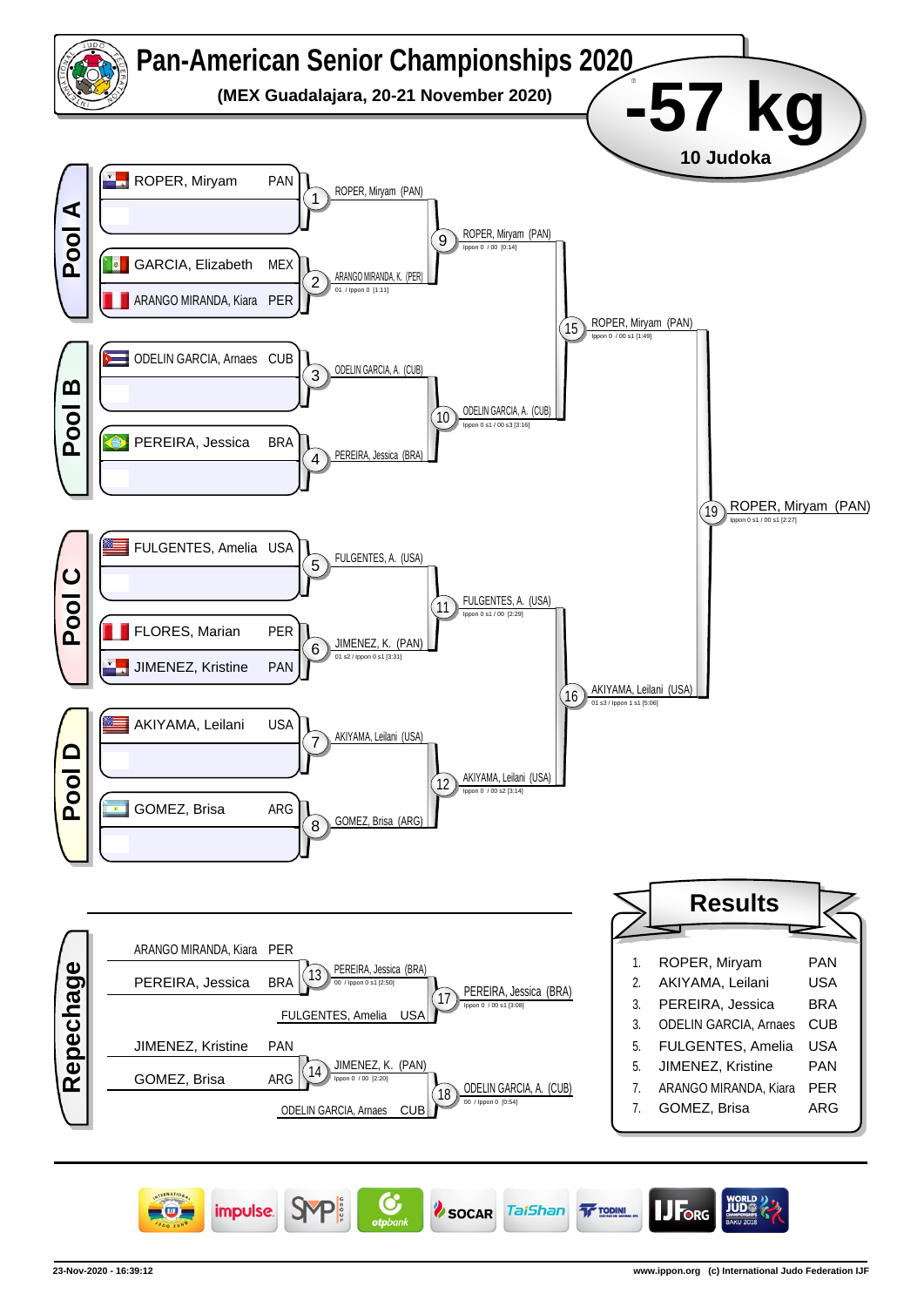# Pan-American Senior Championships 2020

**(MEX Guadalajara, 20-21 November 2020)**

## -57 kg

**10 Judoka**

### Pool A

- ROPER, Miryam PAN
- GARCIA, Elizabeth MEX
- ARANGO MIRANDA, Kiara PER

| Contest | Winner | Score |
|---|---|---|
| 1 | ROPER, Miryam (PAN) | |
| 2 | ARANGO MIRANDA, K. (PER) | 01 / Ippon 0 [1:11] |
| 9 | ROPER, Miryam (PAN) | Ippon 0 / 00 [0:14] |

### Pool B

- ODELIN GARCIA, Arnaes CUB
- PEREIRA, Jessica BRA

| Contest | Winner | Score |
|---|---|---|
| 3 | ODELIN GARCIA, A. (CUB) | |
| 4 | PEREIRA, Jessica (BRA) | |
| 10 | ODELIN GARCIA, A. (CUB) | Ippon 0 s1 / 00 s3 [3:16] |

| Contest | Winner | Score |
|---|---|---|
| 15 | ROPER, Miryam (PAN) | Ippon 0 / 00 s1 [1:49] |

### Pool C

- FULGENTES, Amelia USA
- FLORES, Marian PER
- JIMENEZ, Kristine PAN

| Contest | Winner | Score |
|---|---|---|
| 5 | FULGENTES, A. (USA) | |
| 6 | JIMENEZ, K. (PAN) | 01 s2 / Ippon 0 s1 [3:31] |
| 11 | FULGENTES, A. (USA) | Ippon 0 s1 / 00 [2:29] |

### Pool D

- AKIYAMA, Leilani USA
- GOMEZ, Brisa ARG

| Contest | Winner | Score |
|---|---|---|
| 7 | AKIYAMA, Leilani (USA) | |
| 8 | GOMEZ, Brisa (ARG) | |
| 12 | AKIYAMA, Leilani (USA) | Ippon 0 / 00 s2 [3:14] |

| Contest | Winner | Score |
|---|---|---|
| 16 | AKIYAMA, Leilani (USA) | 01 s3 / Ippon 1 s1 [5:06] |

### Final

| Contest | Winner | Score |
|---|---|---|
| 19 | ROPER, Miryam (PAN) | Ippon 0 s1 / 00 s1 [2:27] |

### Repechage

| Contest | Competitors | Winner | Score |
|---|---|---|---|
| 13 | ARANGO MIRANDA, Kiara PER – PEREIRA, Jessica BRA | PEREIRA, Jessica (BRA) | 00 / Ippon 0 s1 [2:50] |
| 17 | PEREIRA, Jessica (BRA) – FULGENTES, Amelia USA | PEREIRA, Jessica (BRA) | Ippon 0 / 00 s1 [3:08] |
| 14 | JIMENEZ, Kristine PAN – GOMEZ, Brisa ARG | JIMENEZ, K. (PAN) | Ippon 0 / 00 [2:20] |
| 18 | JIMENEZ, K. (PAN) – ODELIN GARCIA, Arnaes CUB | ODELIN GARCIA, A. (CUB) | 00 / Ippon 0 [0:54] |

### Results

| Place | Name | Country |
|---|---|---|
| 1. | ROPER, Miryam | PAN |
| 2. | AKIYAMA, Leilani | USA |
| 3. | PEREIRA, Jessica | BRA |
| 3. | ODELIN GARCIA, Arnaes | CUB |
| 5. | FULGENTES, Amelia | USA |
| 5. | JIMENEZ, Kristine | PAN |
| 7. | ARANGO MIRANDA, Kiara | PER |
| 7. | GOMEZ, Brisa | ARG |

23-Nov-2020 - 16:39:12

www.ippon.org (c) International Judo Federation IJF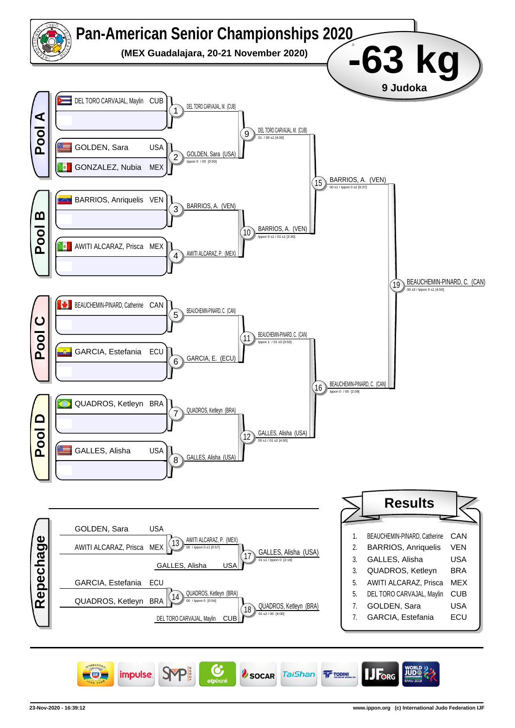# Pan-American Senior Championships 2020

**(MEX Guadalajara, 20-21 November 2020)**

## -63 kg

**9 Judoka**

## Pool A

| Athlete | Country |
|---|---|
| DEL TORO CARVAJAL, Maylin | CUB |
| GOLDEN, Sara | USA |
| GONZALEZ, Nubia | MEX |

- 1: DEL TORO CARVAJAL, M. (CUB)
- 2: GOLDEN, Sara (USA) — Ippon 0 / 00 [0:50]
- 9: DEL TORO CARVAJAL, M. (CUB) — 01 / 00 s1 [4:00]

## Pool B

| Athlete | Country |
|---|---|
| BARRIOS, Anriquelis | VEN |
| AWITI ALCARAZ, Prisca | MEX |

- 3: BARRIOS, A. (VEN)
- 4: AWITI ALCARAZ, P. (MEX)
- 10: BARRIOS, A. (VEN) — Ippon 0 s1 / 01 s1 [3:30]
- 15: BARRIOS, A. (VEN) — 00 s1 / Ippon 0 s2 [9:37]

## Pool C

| Athlete | Country |
|---|---|
| BEAUCHEMIN-PINARD, Catherine | CAN |
| GARCIA, Estefania | ECU |

- 5: BEAUCHEMIN-PINARD, C. (CAN)
- 6: GARCIA, E. (ECU)
- 11: BEAUCHEMIN-PINARD, C. (CAN) — Ippon 1 / 01 s3 [3:50]

## Pool D

| Athlete | Country |
|---|---|
| QUADROS, Ketleyn | BRA |
| GALLES, Alisha | USA |

- 7: QUADROS, Ketleyn (BRA)
- 8: GALLES, Alisha (USA)
- 12: GALLES, Alisha (USA) — 00 s1 / 01 s2 [4:00]
- 16: BEAUCHEMIN-PINARD, C. (CAN) — Ippon 0 / 00 [2:09]

**Final (19): BEAUCHEMIN-PINARD, C. (CAN)** — 00 s3 / Ippon 0 s1 [4:50]

## Repechage

- 13: GOLDEN, Sara (USA) vs AWITI ALCARAZ, Prisca (MEX) → AWITI ALCARAZ, P. (MEX) — 00 / Ippon 0 s1 [0:57]
- 17: AWITI ALCARAZ, P. (MEX) vs GALLES, Alisha (USA) → GALLES, Alisha (USA) — 01 s1 / Ippon 0 [2:18]
- 14: GARCIA, Estefania (ECU) vs QUADROS, Ketleyn (BRA) → QUADROS, Ketleyn (BRA) — 00 / Ippon 0 [0:54]
- 18: QUADROS, Ketleyn (BRA) vs DEL TORO CARVAJAL, Maylin (CUB) → QUADROS, Ketleyn (BRA) — 01 s2 / 00 [4:00]

## Results

| Place | Athlete | Country |
|---|---|---|
| 1. | BEAUCHEMIN-PINARD, Catherine | CAN |
| 2. | BARRIOS, Anriquelis | VEN |
| 3. | GALLES, Alisha | USA |
| 3. | QUADROS, Ketleyn | BRA |
| 5. | AWITI ALCARAZ, Prisca | MEX |
| 5. | DEL TORO CARVAJAL, Maylin | CUB |
| 7. | GOLDEN, Sara | USA |
| 7. | GARCIA, Estefania | ECU |

23-Nov-2020 - 16:39:12 www.ippon.org (c) International Judo Federation IJF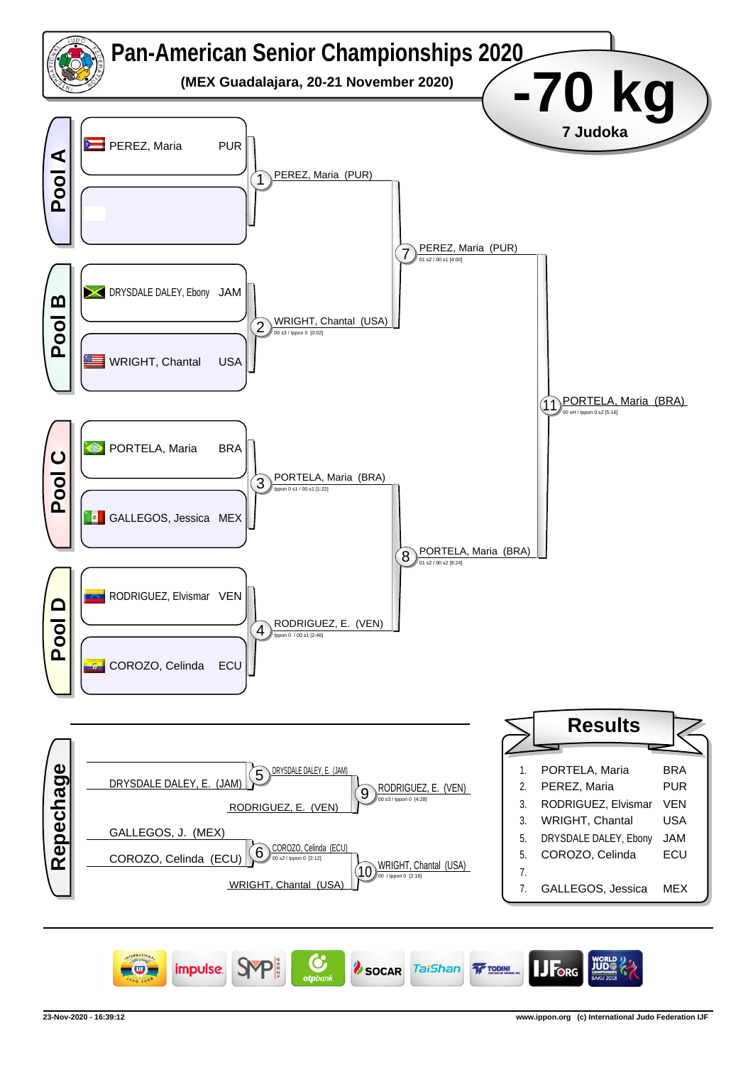# Pan-American Senior Championships 2020

**(MEX Guadalajara, 20-21 November 2020)**

## -70 kg

**7 Judoka**

## Pool A

- PEREZ, Maria PUR
- (empty)

1. PEREZ, Maria (PUR)

## Pool B

- DRYSDALE DALEY, Ebony JAM
- WRIGHT, Chantal USA

2. WRIGHT, Chantal (USA) — 00 s3 / Ippon 0 [0:02]

7. PEREZ, Maria (PUR) — 01 s2 / 00 s1 [4:00]

## Pool C

- PORTELA, Maria BRA
- GALLEGOS, Jessica MEX

3. PORTELA, Maria (BRA) — Ippon 0 s1 / 00 s1 [1:22]

## Pool D

- RODRIGUEZ, Elvismar VEN
- COROZO, Celinda ECU

4. RODRIGUEZ, E. (VEN) — Ippon 0 / 00 s1 [2:46]

8. PORTELA, Maria (BRA) — 01 s2 / 00 s2 [8:24]

11. PORTELA, Maria (BRA) — 00 sH / Ippon 0 s2 [5:16]

## Repechage

5. DRYSDALE DALEY, E. (JAM) vs GALLEGOS, J. (MEX) → DRYSDALE DALEY, E. (JAM)
9. DRYSDALE DALEY, E. (JAM) vs RODRIGUEZ, E. (VEN) → RODRIGUEZ, E. (VEN) — 00 s3 / Ippon 0 [4:28]
6. GALLEGOS, J. (MEX) vs COROZO, Celinda (ECU) → COROZO, Celinda (ECU) — 00 s2 / Ippon 0 [2:12]
10. COROZO, Celinda (ECU) vs WRIGHT, Chantal (USA) → WRIGHT, Chantal (USA) — 00 / Ippon 0 [2:18]

## Results

| | | |
|---|---|---|
| 1. | PORTELA, Maria | BRA |
| 2. | PEREZ, Maria | PUR |
| 3. | RODRIGUEZ, Elvismar | VEN |
| 3. | WRIGHT, Chantal | USA |
| 5. | DRYSDALE DALEY, Ebony | JAM |
| 5. | COROZO, Celinda | ECU |
| 7. | | |
| 7. | GALLEGOS, Jessica | MEX |

23-Nov-2020 - 16:39:12 www.ippon.org (c) International Judo Federation IJF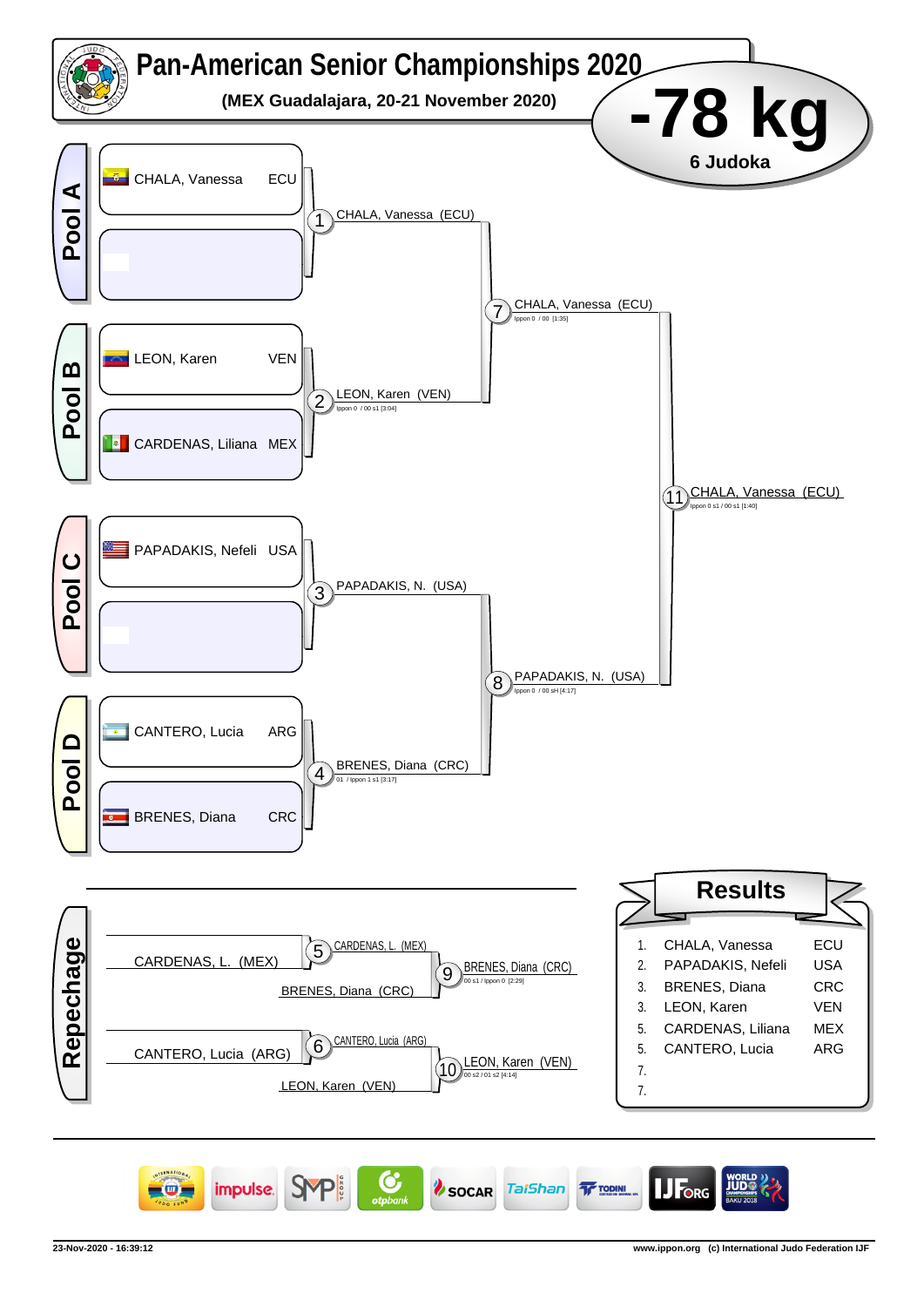# Pan-American Senior Championships 2020

**(MEX Guadalajara, 20-21 November 2020)**

## -78 kg

**6 Judoka**

### Pool A

- CHALA, Vanessa — ECU
- (empty)

### Pool B

- LEON, Karen — VEN
- CARDENAS, Liliana — MEX

### Pool C

- PAPADAKIS, Nefeli — USA
- (empty)

### Pool D

- CANTERO, Lucia — ARG
- BRENES, Diana — CRC

### Main Bracket

1. CHALA, Vanessa (ECU)
2. LEON, Karen (VEN) — Ippon 0 / 00 s1 [3:04]
3. PAPADAKIS, N. (USA)
4. BRENES, Diana (CRC) — 01 / Ippon 1 s1 [3:17]
7. CHALA, Vanessa (ECU) — Ippon 0 / 00 [1:35]
8. PAPADAKIS, N. (USA) — Ippon 0 / 00 sH [4:17]
11. CHALA, Vanessa (ECU) — Ippon 0 s1 / 00 s1 [1:40]

### Repechage

5. CARDENAS, L. (MEX) vs BRENES, Diana (CRC) → CARDENAS, L. (MEX)
6. CANTERO, Lucia (ARG) vs LEON, Karen (VEN) → CANTERO, Lucia (ARG)
9. BRENES, Diana (CRC) — 00 s1 / Ippon 0 [2:29]
10. LEON, Karen (VEN) — 00 s2 / 01 s2 [4:14]

## Results

| Place | Name | Country |
|---|---|---|
| 1. | CHALA, Vanessa | ECU |
| 2. | PAPADAKIS, Nefeli | USA |
| 3. | BRENES, Diana | CRC |
| 3. | LEON, Karen | VEN |
| 5. | CARDENAS, Liliana | MEX |
| 5. | CANTERO, Lucia | ARG |
| 7. | | |
| 7. | | |

23-Nov-2020 - 16:39:12

www.ippon.org (c) International Judo Federation IJF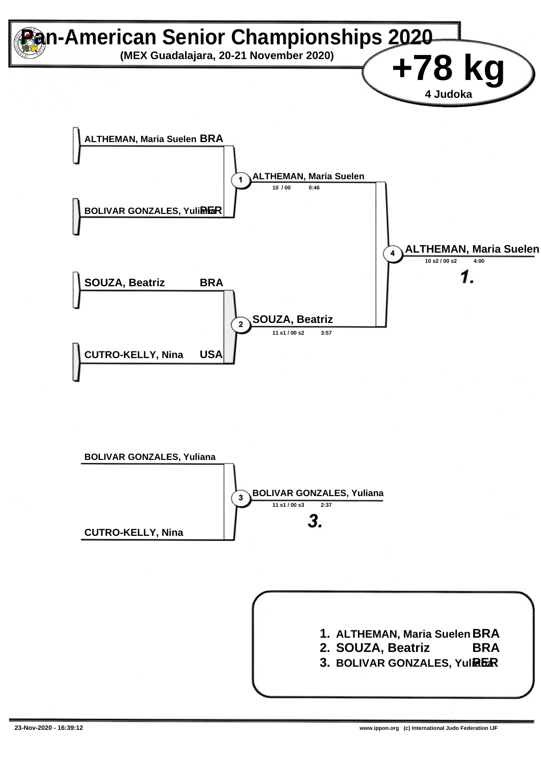# Pan-American Senior Championships 2020

**(MEX Guadalajara, 20-21 November 2020)**

## +78 kg

4 Judoka

ALTHEMAN, Maria Suelen BRA

BOLIVAR GONZALES, Yuliana PER

1 ALTHEMAN, Maria Suelen
10 / 00 0:46

SOUZA, Beatriz BRA

CUTRO-KELLY, Nina USA

2 SOUZA, Beatriz
11 s1 / 00 s2 3:57

4 ALTHEMAN, Maria Suelen
10 s2 / 00 s2 4:00

*1.*

BOLIVAR GONZALES, Yuliana

CUTRO-KELLY, Nina

3 BOLIVAR GONZALES, Yuliana
11 s1 / 00 s3 2:37

*3.*

| | | |
|---|---|---|
| **1.** | ALTHEMAN, Maria Suelen | BRA |
| **2.** | SOUZA, Beatriz | BRA |
| **3.** | BOLIVAR GONZALES, Yuliana | PER |

23-Nov-2020 - 16:39:12

www.ippon.org (c) International Judo Federation IJF